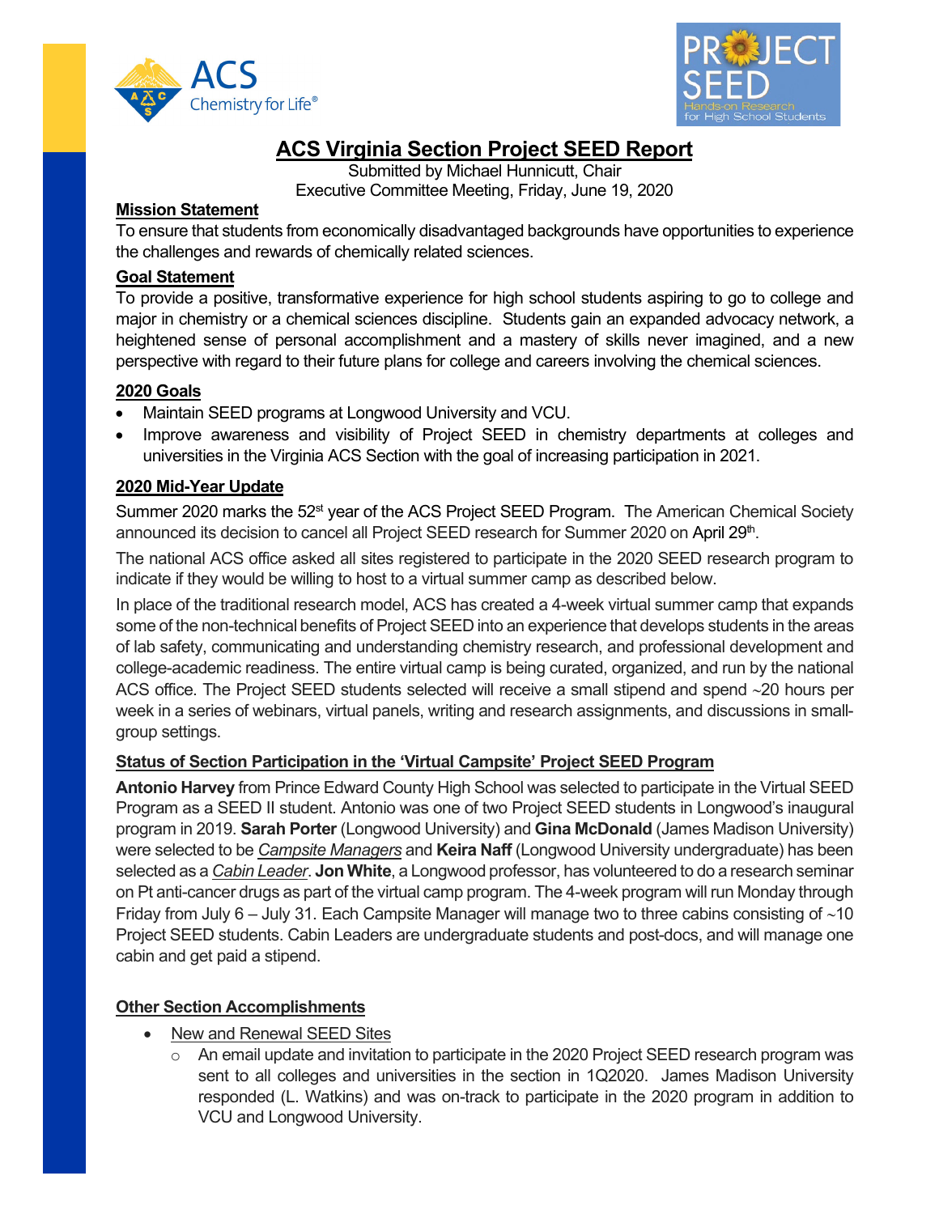# ACS Virginia Section Project SEED Report

Submitted by Michael Hunnicutt, Chair
Executive Committee Meeting, Friday, June 19, 2020

## Mission Statement

To ensure that students from economically disadvantaged backgrounds have opportunities to experience the challenges and rewards of chemically related sciences.

## Goal Statement

To provide a positive, transformative experience for high school students aspiring to go to college and major in chemistry or a chemical sciences discipline. Students gain an expanded advocacy network, a heightened sense of personal accomplishment and a mastery of skills never imagined, and a new perspective with regard to their future plans for college and careers involving the chemical sciences.

## 2020 Goals

- Maintain SEED programs at Longwood University and VCU.
- Improve awareness and visibility of Project SEED in chemistry departments at colleges and universities in the Virginia ACS Section with the goal of increasing participation in 2021.

## 2020 Mid-Year Update

Summer 2020 marks the 52nd year of the ACS Project SEED Program. The American Chemical Society announced its decision to cancel all Project SEED research for Summer 2020 on April 29th.

The national ACS office asked all sites registered to participate in the 2020 SEED research program to indicate if they would be willing to host to a virtual summer camp as described below.

In place of the traditional research model, ACS has created a 4-week virtual summer camp that expands some of the non-technical benefits of Project SEED into an experience that develops students in the areas of lab safety, communicating and understanding chemistry research, and professional development and college-academic readiness. The entire virtual camp is being curated, organized, and run by the national ACS office. The Project SEED students selected will receive a small stipend and spend ~20 hours per week in a series of webinars, virtual panels, writing and research assignments, and discussions in small-group settings.

## Status of Section Participation in the 'Virtual Campsite' Project SEED Program

**Antonio Harvey** from Prince Edward County High School was selected to participate in the Virtual SEED Program as a SEED II student. Antonio was one of two Project SEED students in Longwood's inaugural program in 2019. **Sarah Porter** (Longwood University) and **Gina McDonald** (James Madison University) were selected to be *Campsite Managers* and **Keira Naff** (Longwood University undergraduate) has been selected as a *Cabin Leader*. **Jon White**, a Longwood professor, has volunteered to do a research seminar on Pt anti-cancer drugs as part of the virtual camp program. The 4-week program will run Monday through Friday from July 6 – July 31. Each Campsite Manager will manage two to three cabins consisting of ~10 Project SEED students. Cabin Leaders are undergraduate students and post-docs, and will manage one cabin and get paid a stipend.

## Other Section Accomplishments

- New and Renewal SEED Sites
  - An email update and invitation to participate in the 2020 Project SEED research program was sent to all colleges and universities in the section in 1Q2020. James Madison University responded (L. Watkins) and was on-track to participate in the 2020 program in addition to VCU and Longwood University.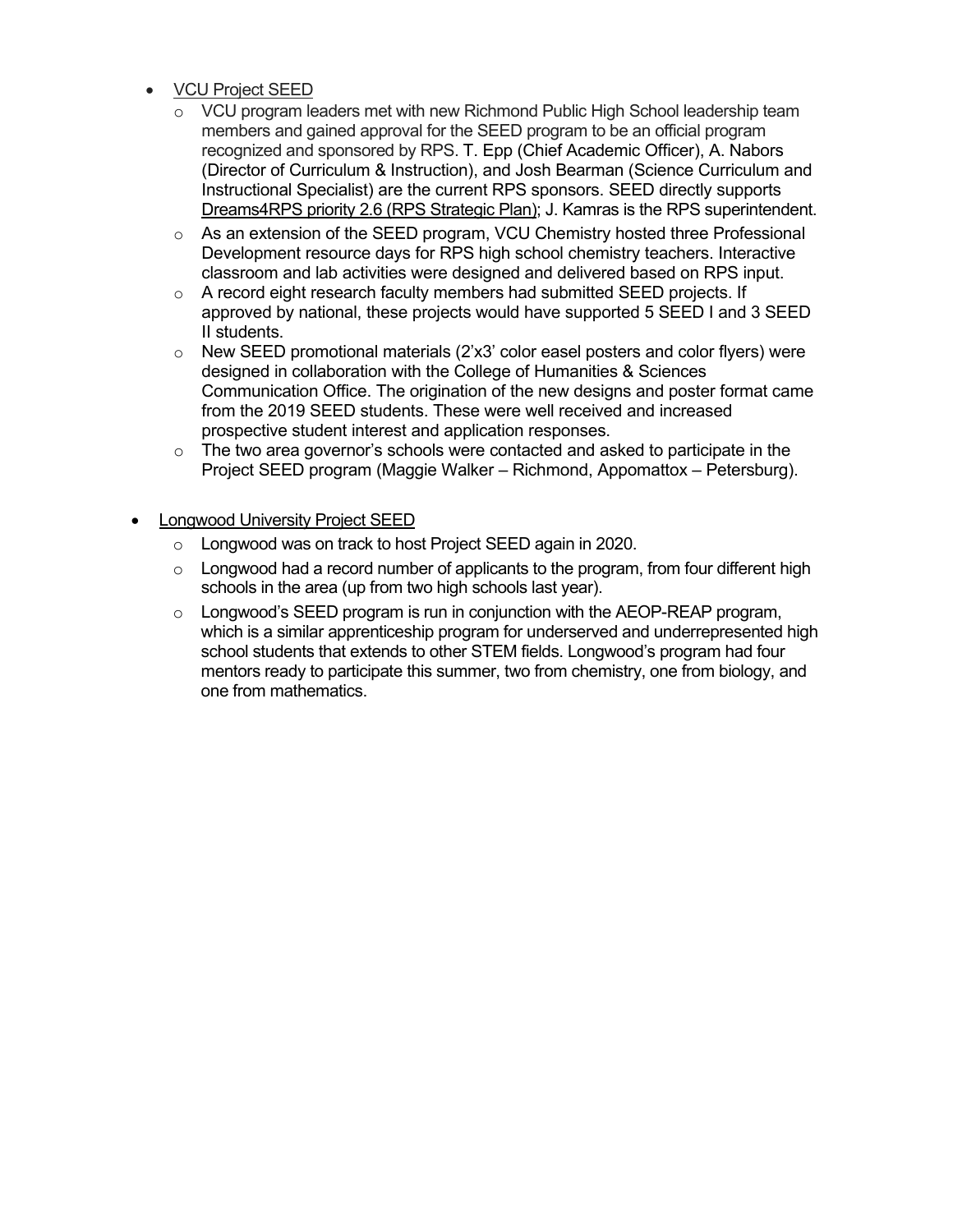- <u>VCU Project SEED</u>
  - VCU program leaders met with new Richmond Public High School leadership team members and gained approval for the SEED program to be an official program recognized and sponsored by RPS. T. Epp (Chief Academic Officer), A. Nabors (Director of Curriculum & Instruction), and Josh Bearman (Science Curriculum and Instructional Specialist) are the current RPS sponsors. SEED directly supports <u>Dreams4RPS priority 2.6 (RPS Strategic Plan)</u>; J. Kamras is the RPS superintendent.
  - As an extension of the SEED program, VCU Chemistry hosted three Professional Development resource days for RPS high school chemistry teachers. Interactive classroom and lab activities were designed and delivered based on RPS input.
  - A record eight research faculty members had submitted SEED projects. If approved by national, these projects would have supported 5 SEED I and 3 SEED II students.
  - New SEED promotional materials (2'x3' color easel posters and color flyers) were designed in collaboration with the College of Humanities & Sciences Communication Office. The origination of the new designs and poster format came from the 2019 SEED students. These were well received and increased prospective student interest and application responses.
  - The two area governor's schools were contacted and asked to participate in the Project SEED program (Maggie Walker – Richmond, Appomattox – Petersburg).

- <u>Longwood University Project SEED</u>
  - Longwood was on track to host Project SEED again in 2020.
  - Longwood had a record number of applicants to the program, from four different high schools in the area (up from two high schools last year).
  - Longwood's SEED program is run in conjunction with the AEOP-REAP program, which is a similar apprenticeship program for underserved and underrepresented high school students that extends to other STEM fields. Longwood's program had four mentors ready to participate this summer, two from chemistry, one from biology, and one from mathematics.